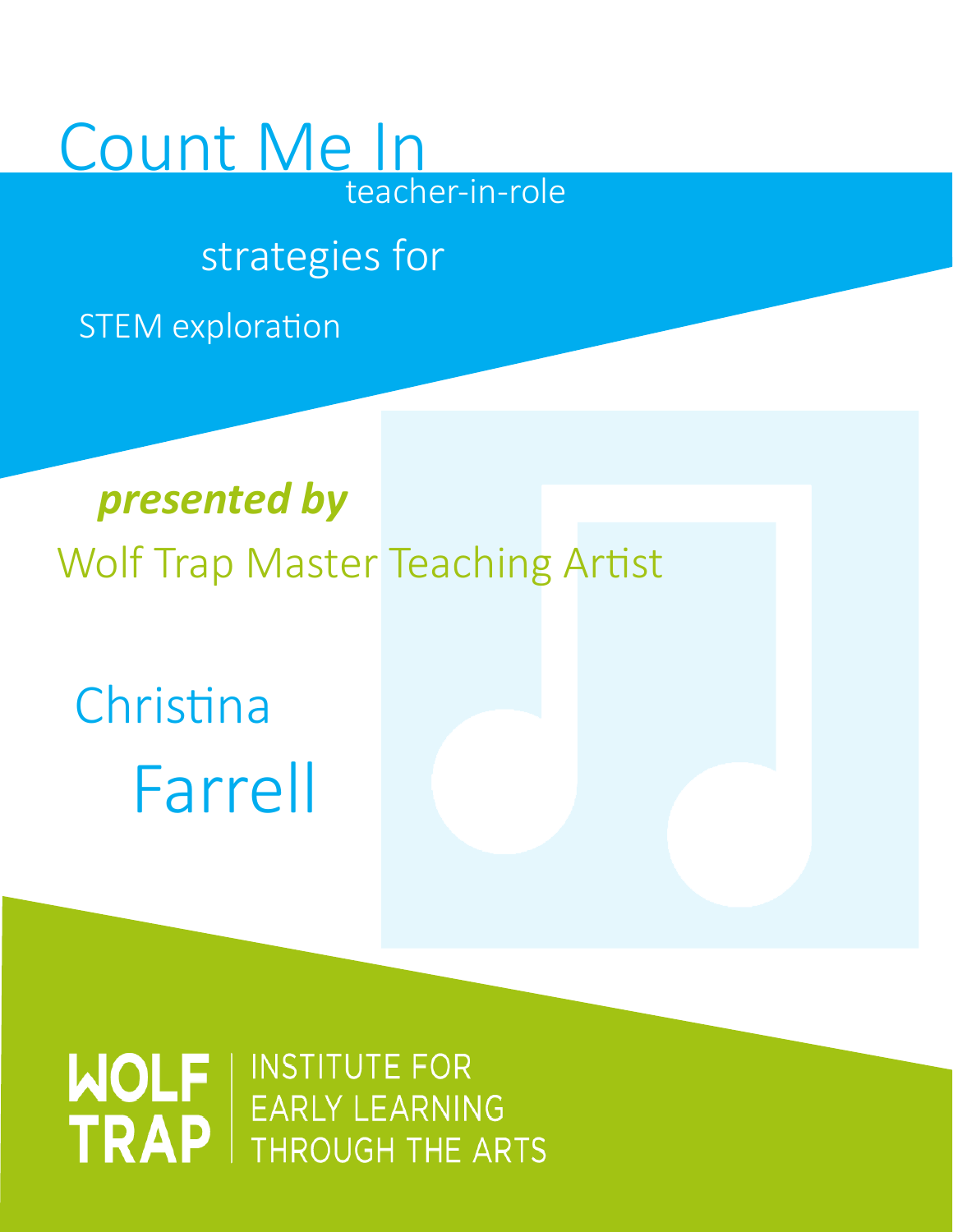# Count Me In

## teacher-in-role strategies for STEM exploration

***presented by***

Wolf Trap Master Teaching Artist

Christina Farrell

WOLF TRAP | INSTITUTE FOR EARLY LEARNING THROUGH THE ARTS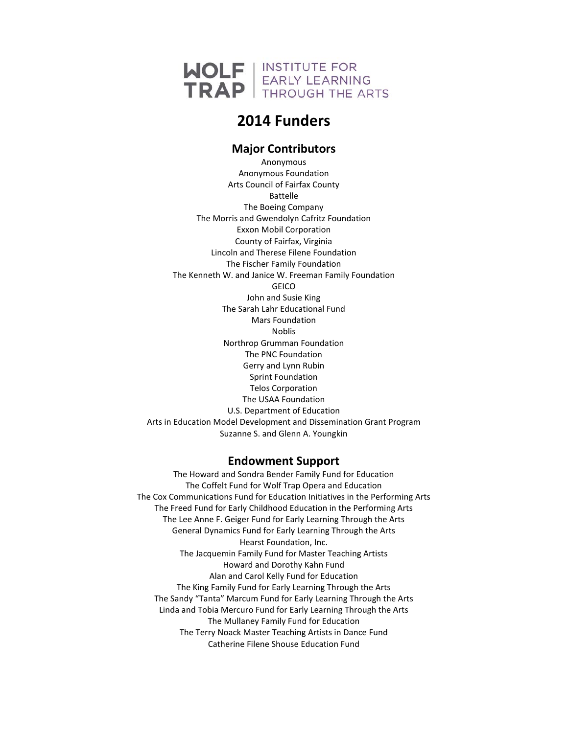WOLF TRAP | INSTITUTE FOR EARLY LEARNING THROUGH THE ARTS

# 2014 Funders

## Major Contributors

Anonymous
Anonymous Foundation
Arts Council of Fairfax County
Battelle
The Boeing Company
The Morris and Gwendolyn Cafritz Foundation
Exxon Mobil Corporation
County of Fairfax, Virginia
Lincoln and Therese Filene Foundation
The Fischer Family Foundation
The Kenneth W. and Janice W. Freeman Family Foundation
GEICO
John and Susie King
The Sarah Lahr Educational Fund
Mars Foundation
Noblis
Northrop Grumman Foundation
The PNC Foundation
Gerry and Lynn Rubin
Sprint Foundation
Telos Corporation
The USAA Foundation
U.S. Department of Education
Arts in Education Model Development and Dissemination Grant Program
Suzanne S. and Glenn A. Youngkin

## Endowment Support

The Howard and Sondra Bender Family Fund for Education
The Coffelt Fund for Wolf Trap Opera and Education
The Cox Communications Fund for Education Initiatives in the Performing Arts
The Freed Fund for Early Childhood Education in the Performing Arts
The Lee Anne F. Geiger Fund for Early Learning Through the Arts
General Dynamics Fund for Early Learning Through the Arts
Hearst Foundation, Inc.
The Jacquemin Family Fund for Master Teaching Artists
Howard and Dorothy Kahn Fund
Alan and Carol Kelly Fund for Education
The King Family Fund for Early Learning Through the Arts
The Sandy "Tanta" Marcum Fund for Early Learning Through the Arts
Linda and Tobia Mercuro Fund for Early Learning Through the Arts
The Mullaney Family Fund for Education
The Terry Noack Master Teaching Artists in Dance Fund
Catherine Filene Shouse Education Fund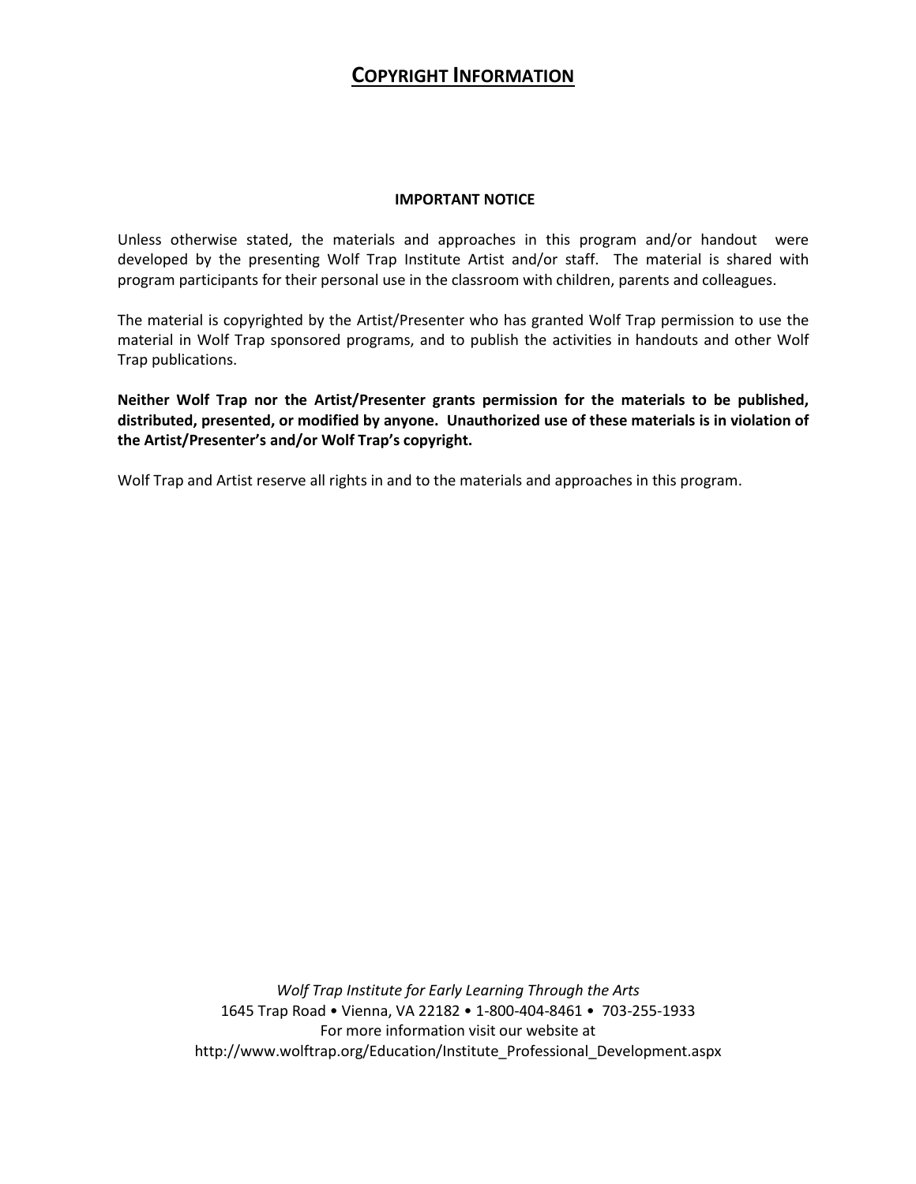# COPYRIGHT INFORMATION

**IMPORTANT NOTICE**

Unless otherwise stated, the materials and approaches in this program and/or handout were developed by the presenting Wolf Trap Institute Artist and/or staff. The material is shared with program participants for their personal use in the classroom with children, parents and colleagues.

The material is copyrighted by the Artist/Presenter who has granted Wolf Trap permission to use the material in Wolf Trap sponsored programs, and to publish the activities in handouts and other Wolf Trap publications.

**Neither Wolf Trap nor the Artist/Presenter grants permission for the materials to be published, distributed, presented, or modified by anyone. Unauthorized use of these materials is in violation of the Artist/Presenter's and/or Wolf Trap's copyright.**

Wolf Trap and Artist reserve all rights in and to the materials and approaches in this program.

*Wolf Trap Institute for Early Learning Through the Arts*
1645 Trap Road • Vienna, VA 22182 • 1-800-404-8461 • 703-255-1933
For more information visit our website at
http://www.wolftrap.org/Education/Institute_Professional_Development.aspx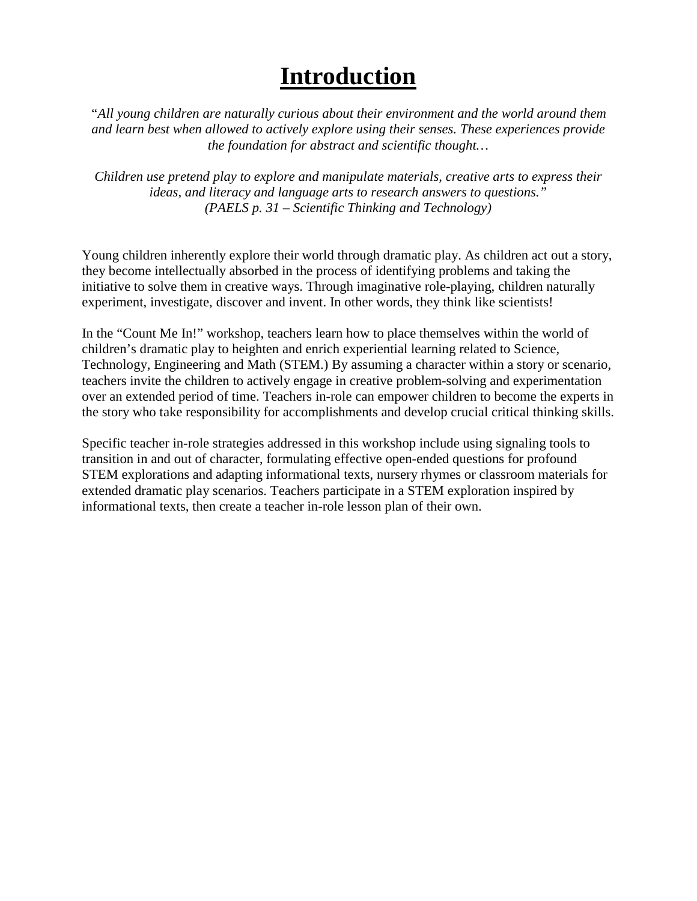# Introduction

*"All young children are naturally curious about their environment and the world around them and learn best when allowed to actively explore using their senses. These experiences provide the foundation for abstract and scientific thought…*

*Children use pretend play to explore and manipulate materials, creative arts to express their ideas, and literacy and language arts to research answers to questions."*
*(PAELS p. 31 – Scientific Thinking and Technology)*

Young children inherently explore their world through dramatic play. As children act out a story, they become intellectually absorbed in the process of identifying problems and taking the initiative to solve them in creative ways. Through imaginative role-playing, children naturally experiment, investigate, discover and invent. In other words, they think like scientists!

In the "Count Me In!" workshop, teachers learn how to place themselves within the world of children's dramatic play to heighten and enrich experiential learning related to Science, Technology, Engineering and Math (STEM.) By assuming a character within a story or scenario, teachers invite the children to actively engage in creative problem-solving and experimentation over an extended period of time. Teachers in-role can empower children to become the experts in the story who take responsibility for accomplishments and develop crucial critical thinking skills.

Specific teacher in-role strategies addressed in this workshop include using signaling tools to transition in and out of character, formulating effective open-ended questions for profound STEM explorations and adapting informational texts, nursery rhymes or classroom materials for extended dramatic play scenarios. Teachers participate in a STEM exploration inspired by informational texts, then create a teacher in-role lesson plan of their own.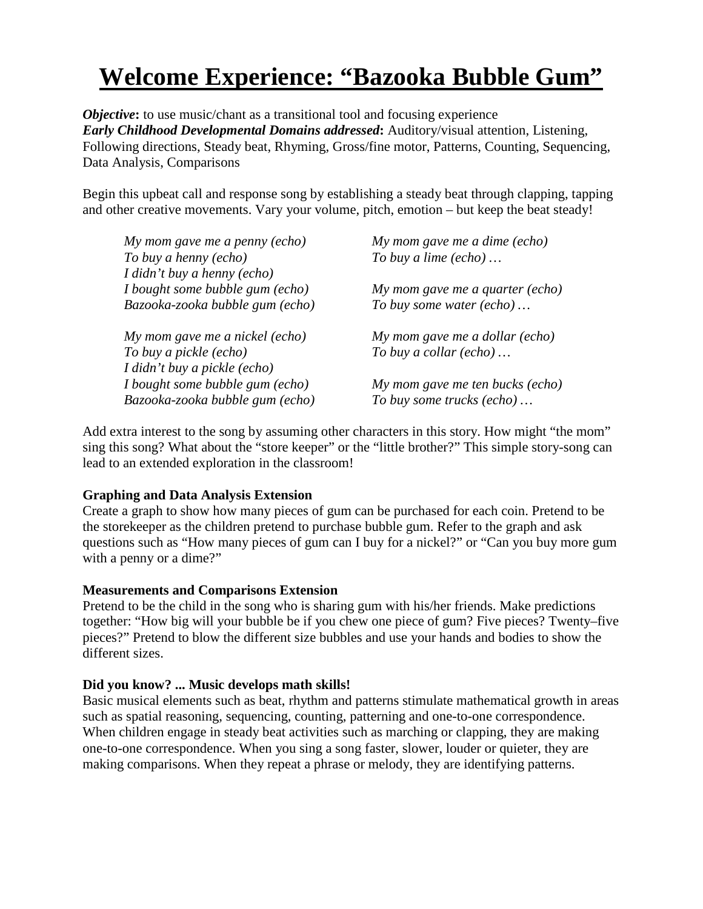# Welcome Experience: "Bazooka Bubble Gum"

***Objective*****:** to use music/chant as a transitional tool and focusing experience
***Early Childhood Developmental Domains addressed*****:** Auditory/visual attention, Listening, Following directions, Steady beat, Rhyming, Gross/fine motor, Patterns, Counting, Sequencing, Data Analysis, Comparisons

Begin this upbeat call and response song by establishing a steady beat through clapping, tapping and other creative movements. Vary your volume, pitch, emotion – but keep the beat steady!

*My mom gave me a penny (echo)*
*To buy a henny (echo)*
*I didn't buy a henny (echo)*
*I bought some bubble gum (echo)*
*Bazooka-zooka bubble gum (echo)*

*My mom gave me a nickel (echo)*
*To buy a pickle (echo)*
*I didn't buy a pickle (echo)*
*I bought some bubble gum (echo)*
*Bazooka-zooka bubble gum (echo)*

*My mom gave me a dime (echo)*
*To buy a lime (echo) …*

*My mom gave me a quarter (echo)*
*To buy some water (echo) …*

*My mom gave me a dollar (echo)*
*To buy a collar (echo) …*

*My mom gave me ten bucks (echo)*
*To buy some trucks (echo) …*

Add extra interest to the song by assuming other characters in this story. How might "the mom" sing this song? What about the "store keeper" or the "little brother?" This simple story-song can lead to an extended exploration in the classroom!

**Graphing and Data Analysis Extension**
Create a graph to show how many pieces of gum can be purchased for each coin. Pretend to be the storekeeper as the children pretend to purchase bubble gum. Refer to the graph and ask questions such as "How many pieces of gum can I buy for a nickel?" or "Can you buy more gum with a penny or a dime?"

**Measurements and Comparisons Extension**
Pretend to be the child in the song who is sharing gum with his/her friends. Make predictions together: "How big will your bubble be if you chew one piece of gum? Five pieces? Twenty–five pieces?" Pretend to blow the different size bubbles and use your hands and bodies to show the different sizes.

**Did you know? ... Music develops math skills!**
Basic musical elements such as beat, rhythm and patterns stimulate mathematical growth in areas such as spatial reasoning, sequencing, counting, patterning and one-to-one correspondence. When children engage in steady beat activities such as marching or clapping, they are making one-to-one correspondence. When you sing a song faster, slower, louder or quieter, they are making comparisons. When they repeat a phrase or melody, they are identifying patterns.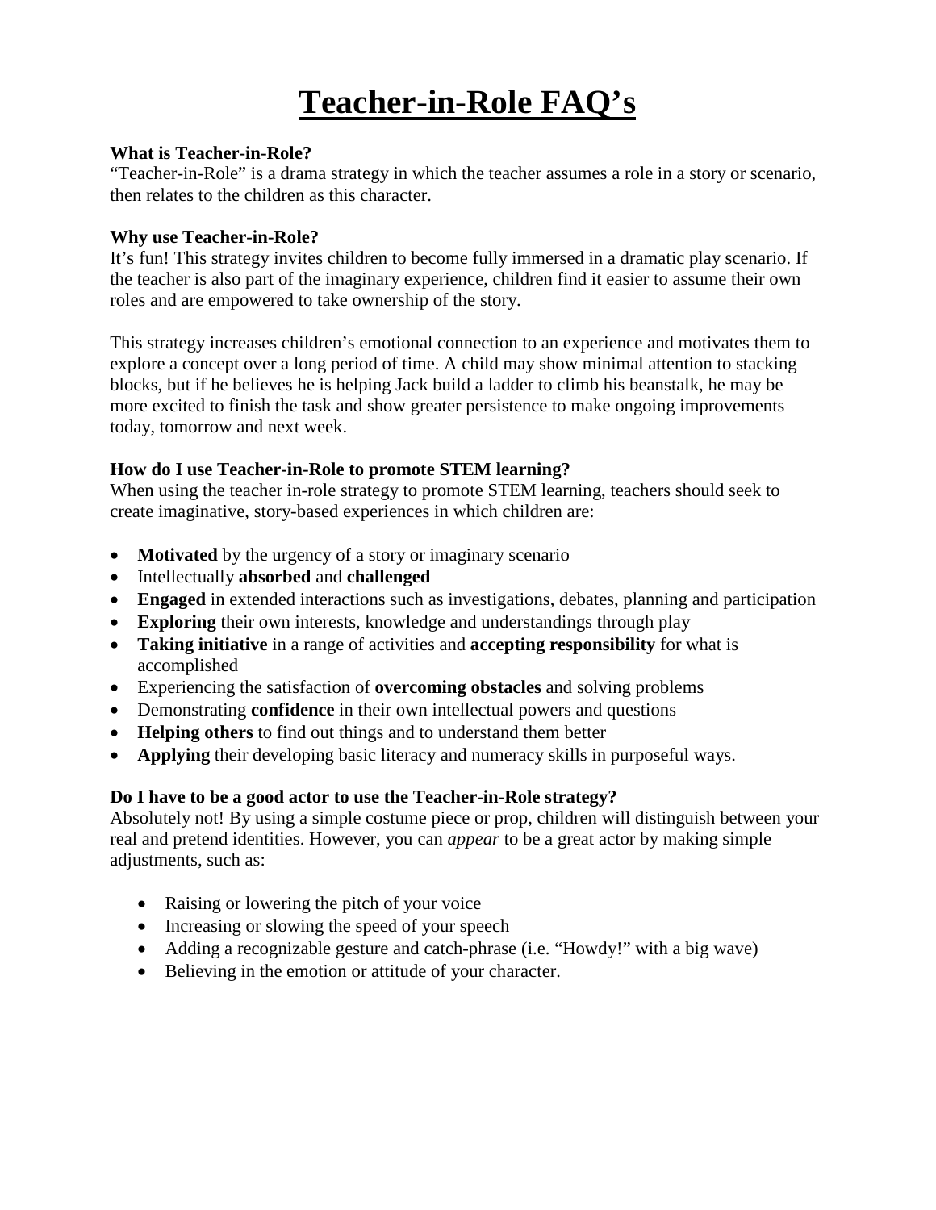# Teacher-in-Role FAQ's

**What is Teacher-in-Role?**
"Teacher-in-Role" is a drama strategy in which the teacher assumes a role in a story or scenario, then relates to the children as this character.

**Why use Teacher-in-Role?**
It's fun! This strategy invites children to become fully immersed in a dramatic play scenario. If the teacher is also part of the imaginary experience, children find it easier to assume their own roles and are empowered to take ownership of the story.

This strategy increases children's emotional connection to an experience and motivates them to explore a concept over a long period of time. A child may show minimal attention to stacking blocks, but if he believes he is helping Jack build a ladder to climb his beanstalk, he may be more excited to finish the task and show greater persistence to make ongoing improvements today, tomorrow and next week.

**How do I use Teacher-in-Role to promote STEM learning?**
When using the teacher in-role strategy to promote STEM learning, teachers should seek to create imaginative, story-based experiences in which children are:

- **Motivated** by the urgency of a story or imaginary scenario
- Intellectually **absorbed** and **challenged**
- **Engaged** in extended interactions such as investigations, debates, planning and participation
- **Exploring** their own interests, knowledge and understandings through play
- **Taking initiative** in a range of activities and **accepting responsibility** for what is accomplished
- Experiencing the satisfaction of **overcoming obstacles** and solving problems
- Demonstrating **confidence** in their own intellectual powers and questions
- **Helping others** to find out things and to understand them better
- **Applying** their developing basic literacy and numeracy skills in purposeful ways.

**Do I have to be a good actor to use the Teacher-in-Role strategy?**
Absolutely not! By using a simple costume piece or prop, children will distinguish between your real and pretend identities. However, you can *appear* to be a great actor by making simple adjustments, such as:

- Raising or lowering the pitch of your voice
- Increasing or slowing the speed of your speech
- Adding a recognizable gesture and catch-phrase (i.e. "Howdy!" with a big wave)
- Believing in the emotion or attitude of your character.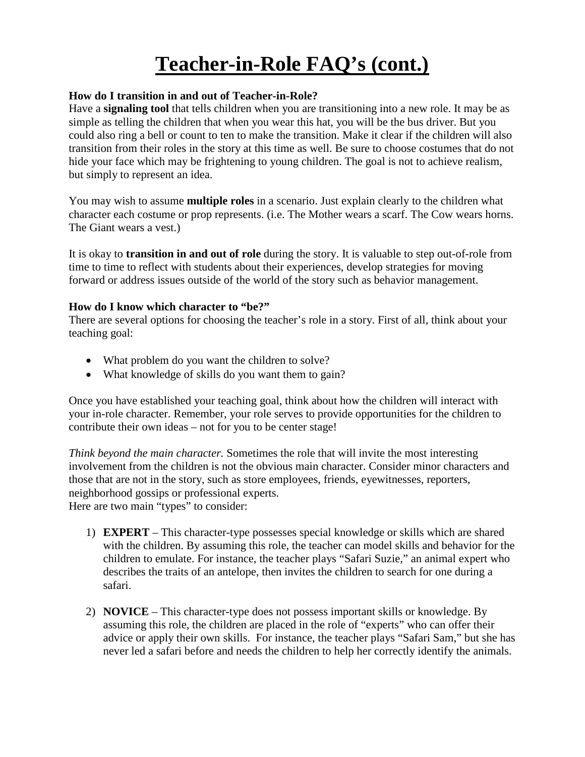# Teacher-in-Role FAQ's (cont.)

**How do I transition in and out of Teacher-in-Role?**

Have a **signaling tool** that tells children when you are transitioning into a new role. It may be as simple as telling the children that when you wear this hat, you will be the bus driver. But you could also ring a bell or count to ten to make the transition. Make it clear if the children will also transition from their roles in the story at this time as well. Be sure to choose costumes that do not hide your face which may be frightening to young children. The goal is not to achieve realism, but simply to represent an idea.

You may wish to assume **multiple roles** in a scenario. Just explain clearly to the children what character each costume or prop represents. (i.e. The Mother wears a scarf. The Cow wears horns. The Giant wears a vest.)

It is okay to **transition in and out of role** during the story. It is valuable to step out-of-role from time to time to reflect with students about their experiences, develop strategies for moving forward or address issues outside of the world of the story such as behavior management.

**How do I know which character to "be?"**

There are several options for choosing the teacher's role in a story. First of all, think about your teaching goal:

- What problem do you want the children to solve?
- What knowledge of skills do you want them to gain?

Once you have established your teaching goal, think about how the children will interact with your in-role character. Remember, your role serves to provide opportunities for the children to contribute their own ideas – not for you to be center stage!

*Think beyond the main character.* Sometimes the role that will invite the most interesting involvement from the children is not the obvious main character. Consider minor characters and those that are not in the story, such as store employees, friends, eyewitnesses, reporters, neighborhood gossips or professional experts.
Here are two main "types" to consider:

1) **EXPERT** – This character-type possesses special knowledge or skills which are shared with the children. By assuming this role, the teacher can model skills and behavior for the children to emulate. For instance, the teacher plays "Safari Suzie," an animal expert who describes the traits of an antelope, then invites the children to search for one during a safari.

2) **NOVICE** – This character-type does not possess important skills or knowledge. By assuming this role, the children are placed in the role of "experts" who can offer their advice or apply their own skills. For instance, the teacher plays "Safari Sam," but she has never led a safari before and needs the children to help her correctly identify the animals.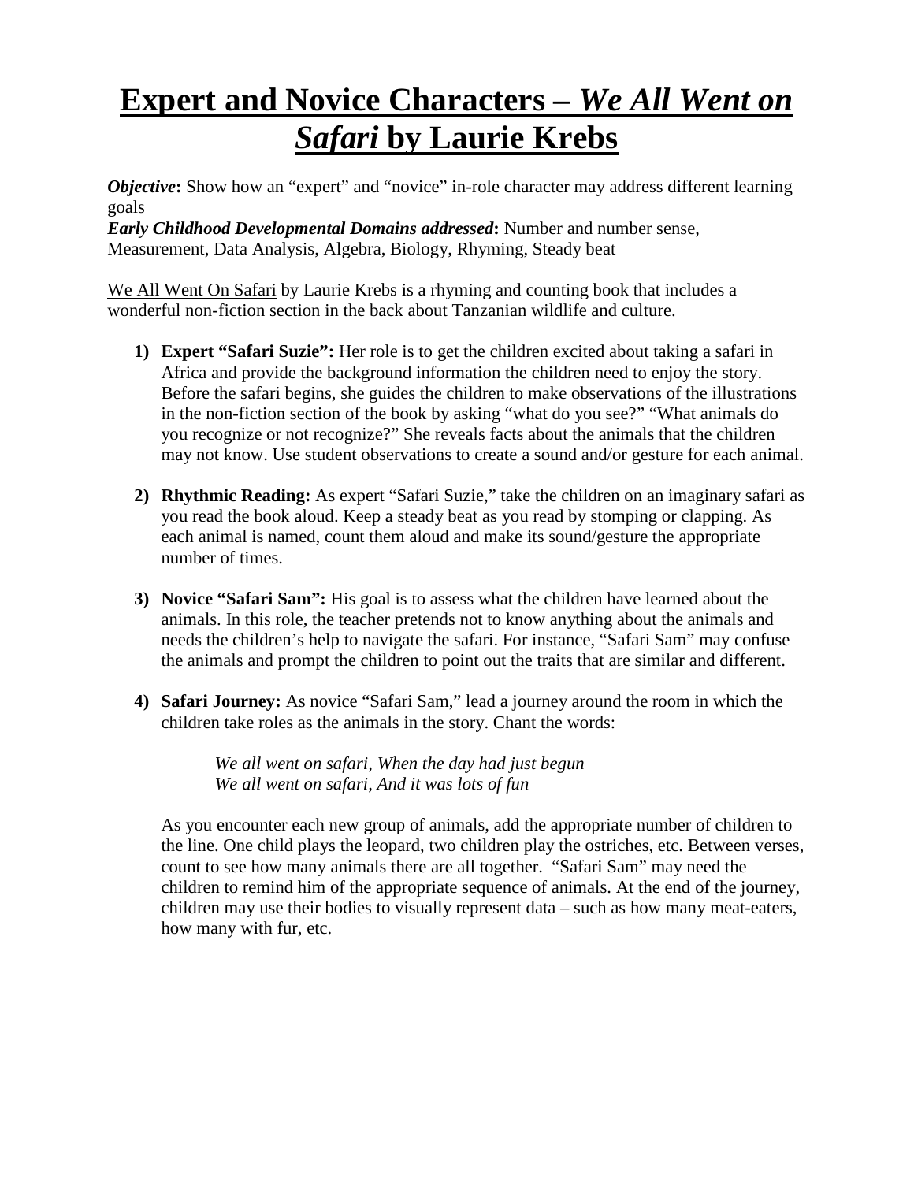# **Expert and Novice Characters –** ***We All Went on Safari*** **by Laurie Krebs**

***Objective*:** Show how an "expert" and "novice" in-role character may address different learning goals
***Early Childhood Developmental Domains addressed*:** Number and number sense, Measurement, Data Analysis, Algebra, Biology, Rhyming, Steady beat

We All Went On Safari by Laurie Krebs is a rhyming and counting book that includes a wonderful non-fiction section in the back about Tanzanian wildlife and culture.

1) **Expert "Safari Suzie":** Her role is to get the children excited about taking a safari in Africa and provide the background information the children need to enjoy the story. Before the safari begins, she guides the children to make observations of the illustrations in the non-fiction section of the book by asking "what do you see?" "What animals do you recognize or not recognize?" She reveals facts about the animals that the children may not know. Use student observations to create a sound and/or gesture for each animal.

2) **Rhythmic Reading:** As expert "Safari Suzie," take the children on an imaginary safari as you read the book aloud. Keep a steady beat as you read by stomping or clapping. As each animal is named, count them aloud and make its sound/gesture the appropriate number of times.

3) **Novice "Safari Sam":** His goal is to assess what the children have learned about the animals. In this role, the teacher pretends not to know anything about the animals and needs the children's help to navigate the safari. For instance, "Safari Sam" may confuse the animals and prompt the children to point out the traits that are similar and different.

4) **Safari Journey:** As novice "Safari Sam," lead a journey around the room in which the children take roles as the animals in the story. Chant the words:

   *We all went on safari, When the day had just begun*
   *We all went on safari, And it was lots of fun*

   As you encounter each new group of animals, add the appropriate number of children to the line. One child plays the leopard, two children play the ostriches, etc. Between verses, count to see how many animals there are all together. "Safari Sam" may need the children to remind him of the appropriate sequence of animals. At the end of the journey, children may use their bodies to visually represent data – such as how many meat-eaters, how many with fur, etc.